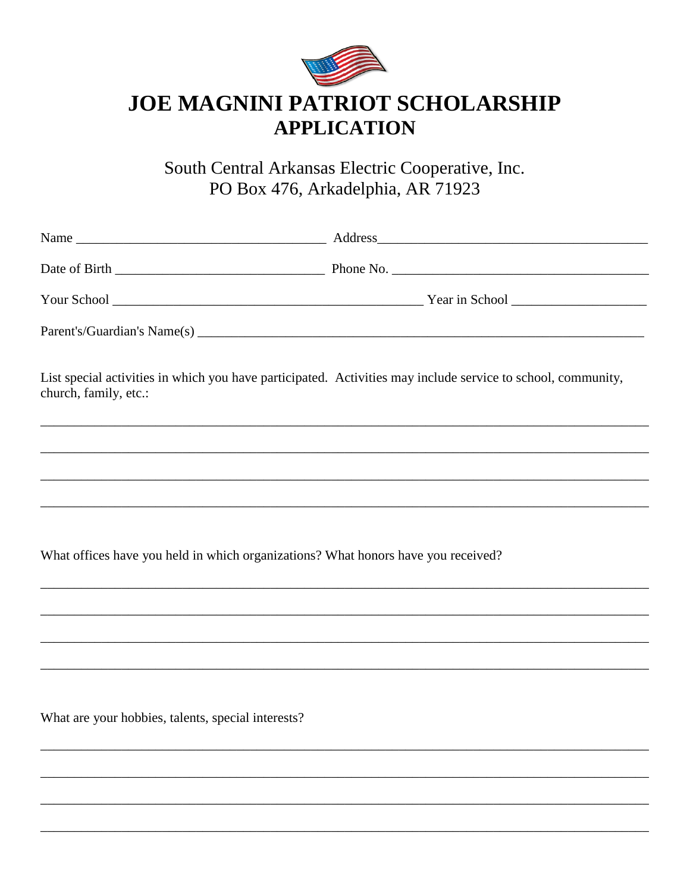# JOE MAGNINI PATRIOT SCHOLARSHIP APPLICATION

South Central Arkansas Electric Cooperative, Inc.
PO Box 476, Arkadelphia, AR 71923

Name ___________________________________ Address_______________________________________

Date of Birth ______________________________ Phone No. _____________________________________

Your School ______________________________________________ Year in School ____________________

Parent's/Guardian's Name(s) ______________________________________________________________________

List special activities in which you have participated. Activities may include service to school, community, church, family, etc.:

_____________________________________________________________________________________________

_____________________________________________________________________________________________

_____________________________________________________________________________________________

_____________________________________________________________________________________________

What offices have you held in which organizations? What honors have you received?

_____________________________________________________________________________________________

_____________________________________________________________________________________________

_____________________________________________________________________________________________

_____________________________________________________________________________________________

What are your hobbies, talents, special interests?

_____________________________________________________________________________________________

_____________________________________________________________________________________________

_____________________________________________________________________________________________

_____________________________________________________________________________________________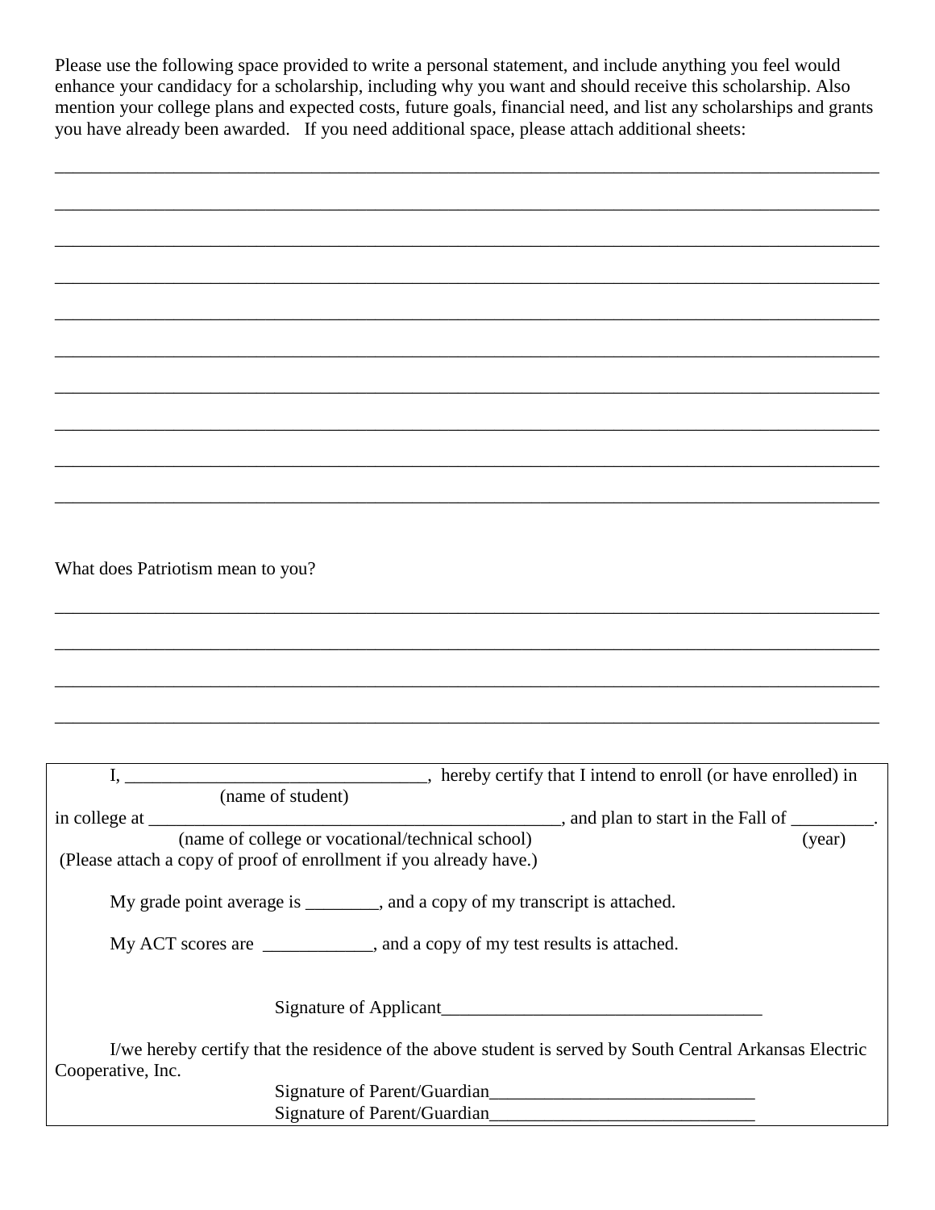Please use the following space provided to write a personal statement, and include anything you feel would enhance your candidacy for a scholarship, including why you want and should receive this scholarship. Also mention your college plans and expected costs, future goals, financial need, and list any scholarships and grants you have already been awarded. If you need additional space, please attach additional sheets:

______________________________________________________________________________

______________________________________________________________________________

______________________________________________________________________________

______________________________________________________________________________

______________________________________________________________________________

______________________________________________________________________________

______________________________________________________________________________

______________________________________________________________________________

______________________________________________________________________________

______________________________________________________________________________

What does Patriotism mean to you?

______________________________________________________________________________

______________________________________________________________________________

______________________________________________________________________________

______________________________________________________________________________

I, _________________________________, hereby certify that I intend to enroll (or have enrolled) in
(name of student)
in college at ____________________________________________, and plan to start in the Fall of _________.
(name of college or vocational/technical school) (year)
(Please attach a copy of proof of enrollment if you already have.)

My grade point average is ________, and a copy of my transcript is attached.

My ACT scores are ____________, and a copy of my test results is attached.

Signature of Applicant___________________________________

I/we hereby certify that the residence of the above student is served by South Central Arkansas Electric Cooperative, Inc.

Signature of Parent/Guardian_____________________________

Signature of Parent/Guardian_____________________________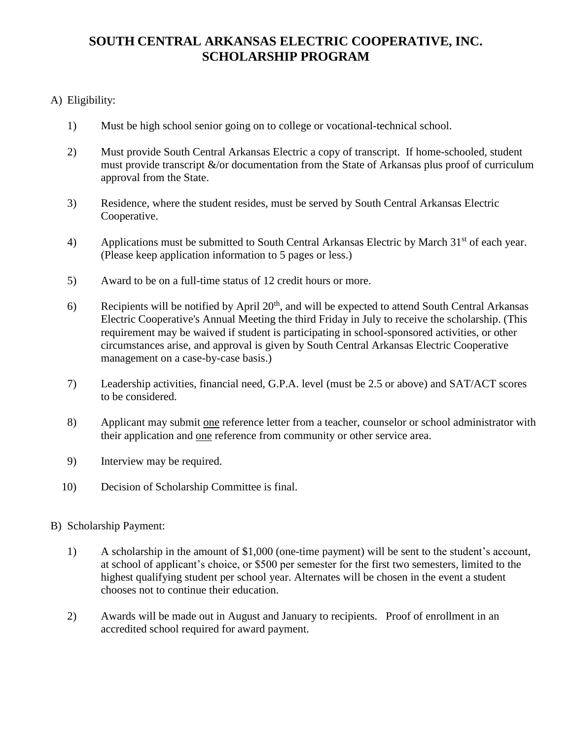# SOUTH CENTRAL ARKANSAS ELECTRIC COOPERATIVE, INC.
# SCHOLARSHIP PROGRAM

A) Eligibility:

1) Must be high school senior going on to college or vocational-technical school.

2) Must provide South Central Arkansas Electric a copy of transcript. If home-schooled, student must provide transcript &/or documentation from the State of Arkansas plus proof of curriculum approval from the State.

3) Residence, where the student resides, must be served by South Central Arkansas Electric Cooperative.

4) Applications must be submitted to South Central Arkansas Electric by March 31st of each year. (Please keep application information to 5 pages or less.)

5) Award to be on a full-time status of 12 credit hours or more.

6) Recipients will be notified by April 20th, and will be expected to attend South Central Arkansas Electric Cooperative's Annual Meeting the third Friday in July to receive the scholarship. (This requirement may be waived if student is participating in school-sponsored activities, or other circumstances arise, and approval is given by South Central Arkansas Electric Cooperative management on a case-by-case basis.)

7) Leadership activities, financial need, G.P.A. level (must be 2.5 or above) and SAT/ACT scores to be considered.

8) Applicant may submit <u>one</u> reference letter from a teacher, counselor or school administrator with their application and <u>one</u> reference from community or other service area.

9) Interview may be required.

10) Decision of Scholarship Committee is final.

B) Scholarship Payment:

1) A scholarship in the amount of $1,000 (one-time payment) will be sent to the student's account, at school of applicant's choice, or $500 per semester for the first two semesters, limited to the highest qualifying student per school year. Alternates will be chosen in the event a student chooses not to continue their education.

2) Awards will be made out in August and January to recipients. Proof of enrollment in an accredited school required for award payment.